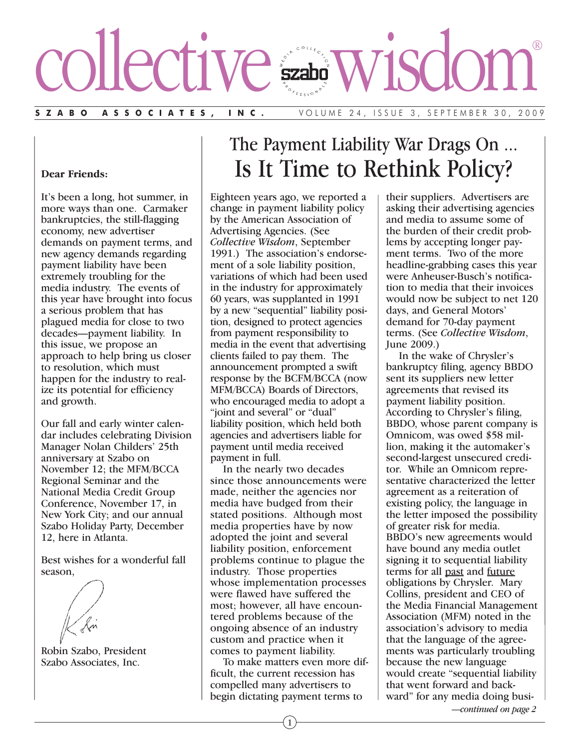# collective wisdom®

**SZABO ASSOCIATES, INC.** VOLUME 24, ISSUE 3, SEPTEMBER 30, 2009

**Dear Friends:**

It's been a long, hot summer, in more ways than one. Carmaker bankruptcies, the still-flagging economy, new advertiser demands on payment terms, and new agency demands regarding payment liability have been extremely troubling for the media industry. The events of this year have brought into focus a serious problem that has plagued media for close to two decades—payment liability. In this issue, we propose an approach to help bring us closer to resolution, which must happen for the industry to realize its potential for efficiency and growth.

Our fall and early winter calendar includes celebrating Division Manager Nolan Childers' 25th anniversary at Szabo on November 12; the MFM/BCCA Regional Seminar and the National Media Credit Group Conference, November 17, in New York City; and our annual Szabo Holiday Party, December 12, here in Atlanta.

Best wishes for a wonderful fall season,

Robin Szabo, President
Szabo Associates, Inc.

## The Payment Liability War Drags On ...
# Is It Time to Rethink Policy?

Eighteen years ago, we reported a change in payment liability policy by the American Association of Advertising Agencies. (See *Collective Wisdom*, September 1991.) The association's endorsement of a sole liability position, variations of which had been used in the industry for approximately 60 years, was supplanted in 1991 by a new "sequential" liability position, designed to protect agencies from payment responsibility to media in the event that advertising clients failed to pay them. The announcement prompted a swift response by the BCFM/BCCA (now MFM/BCCA) Boards of Directors, who encouraged media to adopt a "joint and several" or "dual" liability position, which held both agencies and advertisers liable for payment until media received payment in full.

In the nearly two decades since those announcements were made, neither the agencies nor media have budged from their stated positions. Although most media properties have by now adopted the joint and several liability position, enforcement problems continue to plague the industry. Those properties whose implementation processes were flawed have suffered the most; however, all have encountered problems because of the ongoing absence of an industry custom and practice when it comes to payment liability.

To make matters even more difficult, the current recession has compelled many advertisers to begin dictating payment terms to their suppliers. Advertisers are asking their advertising agencies and media to assume some of the burden of their credit problems by accepting longer payment terms. Two of the more headline-grabbing cases this year were Anheuser-Busch's notification to media that their invoices would now be subject to net 120 days, and General Motors' demand for 70-day payment terms. (See *Collective Wisdom*, June 2009.)

In the wake of Chrysler's bankruptcy filing, agency BBDO sent its suppliers new letter agreements that revised its payment liability position. According to Chrysler's filing, BBDO, whose parent company is Omnicom, was owed $58 million, making it the automaker's second-largest unsecured creditor. While an Omnicom representative characterized the letter agreement as a reiteration of existing policy, the language in the letter imposed the possibility of greater risk for media. BBDO's new agreements would have bound any media outlet signing it to sequential liability terms for all past and future obligations by Chrysler. Mary Collins, president and CEO of the Media Financial Management Association (MFM) noted in the association's advisory to media that the language of the agreements was particularly troubling because the new language would create "sequential liability that went forward and backward" for any media doing busi-

*—continued on page 2*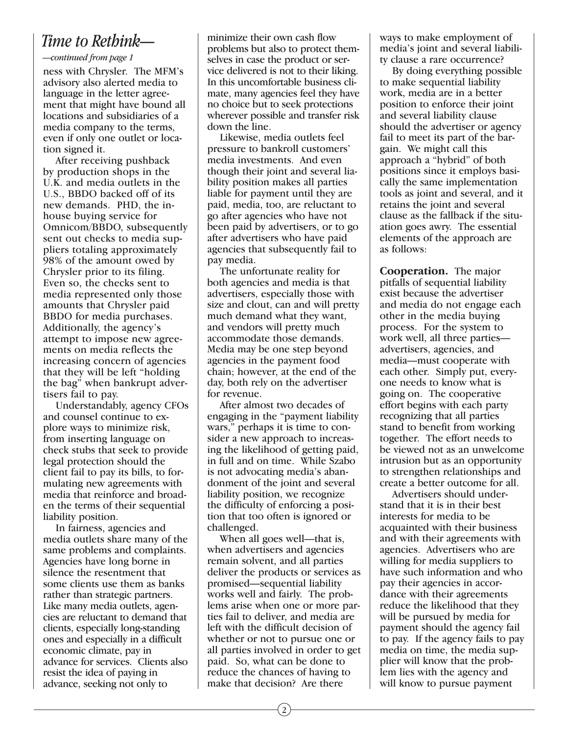## *Time to Rethink—*

*—continued from page 1*

ness with Chrysler. The MFM's advisory also alerted media to language in the letter agreement that might have bound all locations and subsidiaries of a media company to the terms, even if only one outlet or location signed it.

After receiving pushback by production shops in the U.K. and media outlets in the U.S., BBDO backed off of its new demands. PHD, the inhouse buying service for Omnicom/BBDO, subsequently sent out checks to media suppliers totaling approximately 98% of the amount owed by Chrysler prior to its filing. Even so, the checks sent to media represented only those amounts that Chrysler paid BBDO for media purchases. Additionally, the agency's attempt to impose new agreements on media reflects the increasing concern of agencies that they will be left "holding the bag" when bankrupt advertisers fail to pay.

Understandably, agency CFOs and counsel continue to explore ways to minimize risk, from inserting language on check stubs that seek to provide legal protection should the client fail to pay its bills, to formulating new agreements with media that reinforce and broaden the terms of their sequential liability position.

In fairness, agencies and media outlets share many of the same problems and complaints. Agencies have long borne in silence the resentment that some clients use them as banks rather than strategic partners. Like many media outlets, agencies are reluctant to demand that clients, especially long-standing ones and especially in a difficult economic climate, pay in advance for services. Clients also resist the idea of paying in advance, seeking not only to minimize their own cash flow problems but also to protect themselves in case the product or service delivered is not to their liking. In this uncomfortable business climate, many agencies feel they have no choice but to seek protections wherever possible and transfer risk down the line.

Likewise, media outlets feel pressure to bankroll customers' media investments. And even though their joint and several liability position makes all parties liable for payment until they are paid, media, too, are reluctant to go after agencies who have not been paid by advertisers, or to go after advertisers who have paid agencies that subsequently fail to pay media.

The unfortunate reality for both agencies and media is that advertisers, especially those with size and clout, can and will pretty much demand what they want, and vendors will pretty much accommodate those demands. Media may be one step beyond agencies in the payment food chain; however, at the end of the day, both rely on the advertiser for revenue.

After almost two decades of engaging in the "payment liability wars," perhaps it is time to consider a new approach to increasing the likelihood of getting paid, in full and on time. While Szabo is not advocating media's abandonment of the joint and several liability position, we recognize the difficulty of enforcing a position that too often is ignored or challenged.

When all goes well—that is, when advertisers and agencies remain solvent, and all parties deliver the products or services as promised—sequential liability works well and fairly. The problems arise when one or more parties fail to deliver, and media are left with the difficult decision of whether or not to pursue one or all parties involved in order to get paid. So, what can be done to reduce the chances of having to make that decision? Are there ways to make employment of media's joint and several liability clause a rare occurrence?

By doing everything possible to make sequential liability work, media are in a better position to enforce their joint and several liability clause should the advertiser or agency fail to meet its part of the bargain. We might call this approach a "hybrid" of both positions since it employs basically the same implementation tools as joint and several, and it retains the joint and several clause as the fallback if the situation goes awry. The essential elements of the approach are as follows:

**Cooperation.** The major pitfalls of sequential liability exist because the advertiser and media do not engage each other in the media buying process. For the system to work well, all three parties—advertisers, agencies, and media—must cooperate with each other. Simply put, everyone needs to know what is going on. The cooperative effort begins with each party recognizing that all parties stand to benefit from working together. The effort needs to be viewed not as an unwelcome intrusion but as an opportunity to strengthen relationships and create a better outcome for all.

Advertisers should understand that it is in their best interests for media to be acquainted with their business and with their agreements with agencies. Advertisers who are willing for media suppliers to have such information and who pay their agencies in accordance with their agreements reduce the likelihood that they will be pursued by media for payment should the agency fail to pay. If the agency fails to pay media on time, the media supplier will know that the problem lies with the agency and will know to pursue payment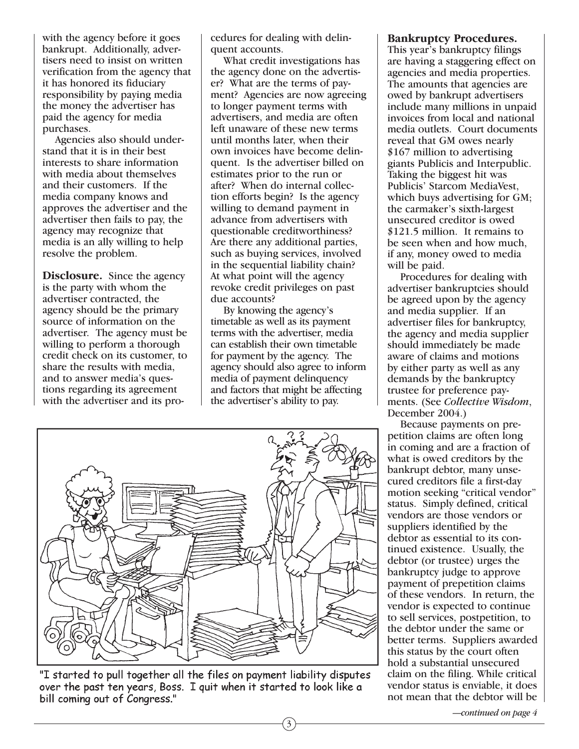with the agency before it goes bankrupt. Additionally, advertisers need to insist on written verification from the agency that it has honored its fiduciary responsibility by paying media the money the advertiser has paid the agency for media purchases.

Agencies also should understand that it is in their best interests to share information with media about themselves and their customers. If the media company knows and approves the advertiser and the advertiser then fails to pay, the agency may recognize that media is an ally willing to help resolve the problem.

**Disclosure.** Since the agency is the party with whom the advertiser contracted, the agency should be the primary source of information on the advertiser. The agency must be willing to perform a thorough credit check on its customer, to share the results with media, and to answer media's questions regarding its agreement with the advertiser and its procedures for dealing with delinquent accounts.

What credit investigations has the agency done on the advertiser? What are the terms of payment? Agencies are now agreeing to longer payment terms with advertisers, and media are often left unaware of these new terms until months later, when their own invoices have become delinquent. Is the advertiser billed on estimates prior to the run or after? When do internal collection efforts begin? Is the agency willing to demand payment in advance from advertisers with questionable creditworthiness? Are there any additional parties, such as buying services, involved in the sequential liability chain? At what point will the agency revoke credit privileges on past due accounts?

By knowing the agency's timetable as well as its payment terms with the advertiser, media can establish their own timetable for payment by the agency. The agency should also agree to inform media of payment delinquency and factors that might be affecting the advertiser's ability to pay.

"I started to pull together all the files on payment liability disputes over the past ten years, Boss. I quit when it started to look like a bill coming out of Congress."

**Bankruptcy Procedures.** This year's bankruptcy filings are having a staggering effect on agencies and media properties. The amounts that agencies are owed by bankrupt advertisers include many millions in unpaid invoices from local and national media outlets. Court documents reveal that GM owes nearly $167 million to advertising giants Publicis and Interpublic. Taking the biggest hit was Publicis' Starcom MediaVest, which buys advertising for GM; the carmaker's sixth-largest unsecured creditor is owed $121.5 million. It remains to be seen when and how much, if any, money owed to media will be paid.

Procedures for dealing with advertiser bankruptcies should be agreed upon by the agency and media supplier. If an advertiser files for bankruptcy, the agency and media supplier should immediately be made aware of claims and motions by either party as well as any demands by the bankruptcy trustee for preference payments. (See *Collective Wisdom*, December 2004.)

Because payments on prepetition claims are often long in coming and are a fraction of what is owed creditors by the bankrupt debtor, many unsecured creditors file a first-day motion seeking "critical vendor" status. Simply defined, critical vendors are those vendors or suppliers identified by the debtor as essential to its continued existence. Usually, the debtor (or trustee) urges the bankruptcy judge to approve payment of prepetition claims of these vendors. In return, the vendor is expected to continue to sell services, postpetition, to the debtor under the same or better terms. Suppliers awarded this status by the court often hold a substantial unsecured claim on the filing. While critical vendor status is enviable, it does not mean that the debtor will be

*—continued on page 4*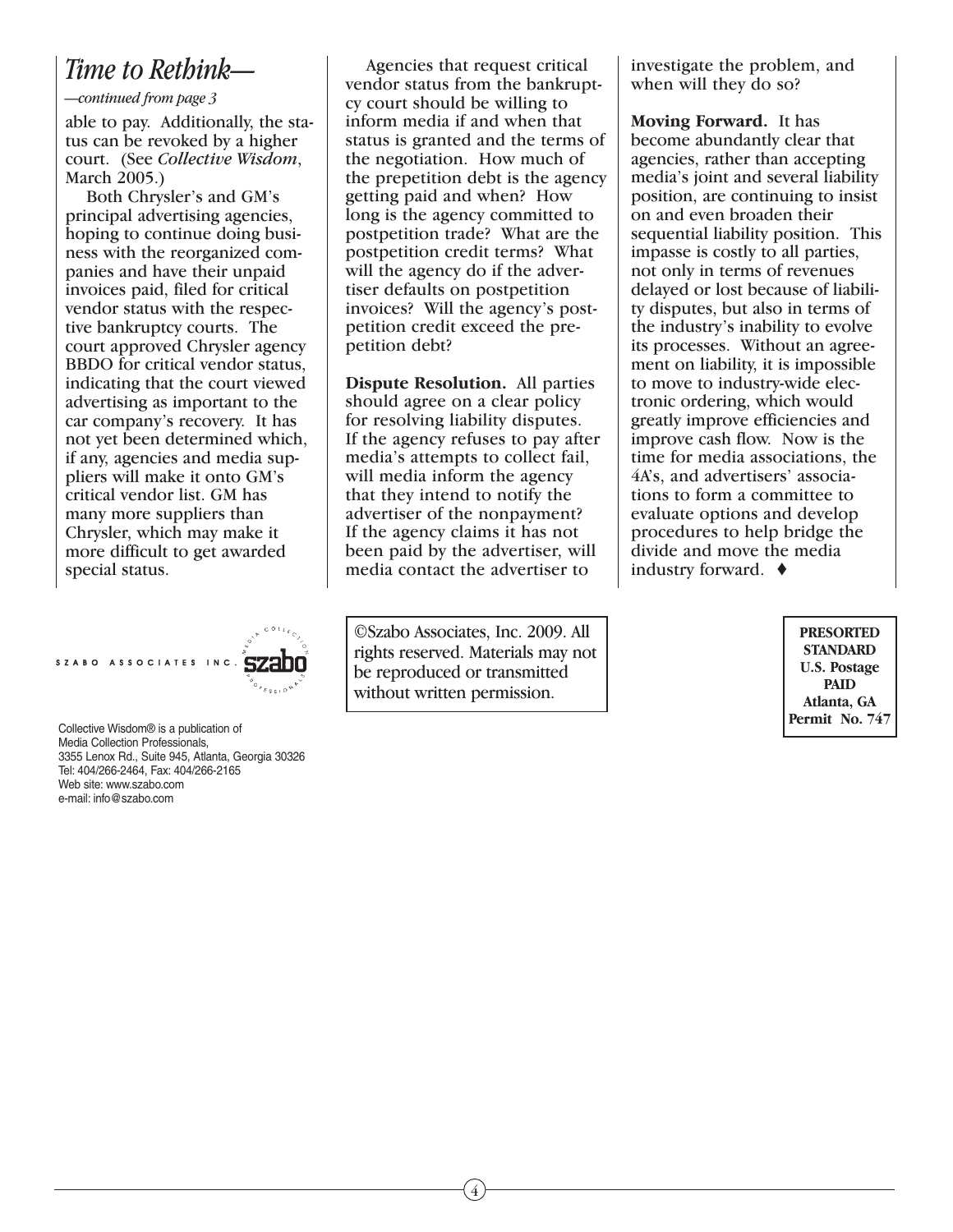# *Time to Rethink—*

*—continued from page 3*

able to pay. Additionally, the status can be revoked by a higher court. (See *Collective Wisdom*, March 2005.)

Both Chrysler's and GM's principal advertising agencies, hoping to continue doing business with the reorganized companies and have their unpaid invoices paid, filed for critical vendor status with the respective bankruptcy courts. The court approved Chrysler agency BBDO for critical vendor status, indicating that the court viewed advertising as important to the car company's recovery. It has not yet been determined which, if any, agencies and media suppliers will make it onto GM's critical vendor list. GM has many more suppliers than Chrysler, which may make it more difficult to get awarded special status.

Agencies that request critical vendor status from the bankruptcy court should be willing to inform media if and when that status is granted and the terms of the negotiation. How much of the prepetition debt is the agency getting paid and when? How long is the agency committed to postpetition trade? What are the postpetition credit terms? What will the agency do if the advertiser defaults on postpetition invoices? Will the agency's postpetition credit exceed the prepetition debt?

**Dispute Resolution.** All parties should agree on a clear policy for resolving liability disputes. If the agency refuses to pay after media's attempts to collect fail, will media inform the agency that they intend to notify the advertiser of the nonpayment? If the agency claims it has not been paid by the advertiser, will media contact the advertiser to investigate the problem, and when will they do so?

**Moving Forward.** It has become abundantly clear that agencies, rather than accepting media's joint and several liability position, are continuing to insist on and even broaden their sequential liability position. This impasse is costly to all parties, not only in terms of revenues delayed or lost because of liability disputes, but also in terms of the industry's inability to evolve its processes. Without an agreement on liability, it is impossible to move to industry-wide electronic ordering, which would greatly improve efficiencies and improve cash flow. Now is the time for media associations, the 4A's, and advertisers' associations to form a committee to evaluate options and develop procedures to help bridge the divide and move the media industry forward. ♦

SZABO ASSOCIATES INC. szabo MEDIA COLLECTION PROFESSIONALS

Collective Wisdom® is a publication of
Media Collection Professionals,
3355 Lenox Rd., Suite 945, Atlanta, Georgia 30326
Tel: 404/266-2464, Fax: 404/266-2165
Web site: www.szabo.com
e-mail: info@szabo.com

©Szabo Associates, Inc. 2009. All rights reserved. Materials may not be reproduced or transmitted without written permission.

**PRESORTED STANDARD**
**U.S. Postage**
**PAID**
**Atlanta, GA**
**Permit No. 747**